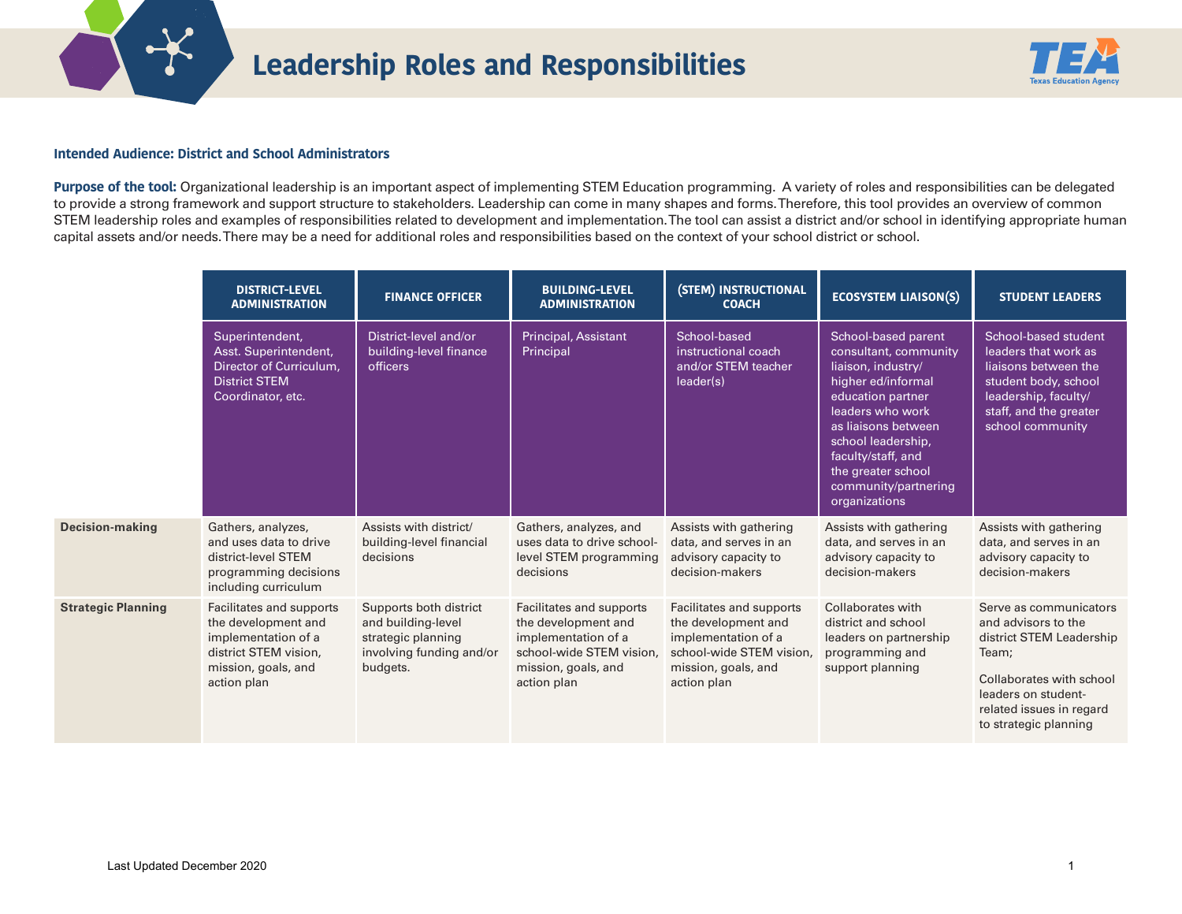# Leadership Roles and Responsibilities

**Intended Audience: District and School Administrators**

**Purpose of the tool:** Organizational leadership is an important aspect of implementing STEM Education programming. A variety of roles and responsibilities can be delegated to provide a strong framework and support structure to stakeholders. Leadership can come in many shapes and forms. Therefore, this tool provides an overview of common STEM leadership roles and examples of responsibilities related to development and implementation. The tool can assist a district and/or school in identifying appropriate human capital assets and/or needs. There may be a need for additional roles and responsibilities based on the context of your school district or school.

| | DISTRICT-LEVEL ADMINISTRATION | FINANCE OFFICER | BUILDING-LEVEL ADMINISTRATION | (STEM) INSTRUCTIONAL COACH | ECOSYSTEM LIAISON(S) | STUDENT LEADERS |
|---|---|---|---|---|---|---|
| | Superintendent, Asst. Superintendent, Director of Curriculum, District STEM Coordinator, etc. | District-level and/or building-level finance officers | Principal, Assistant Principal | School-based instructional coach and/or STEM teacher leader(s) | School-based parent consultant, community liaison, industry/ higher ed/informal education partner leaders who work as liaisons between school leadership, faculty/staff, and the greater school community/partnering organizations | School-based student leaders that work as liaisons between the student body, school leadership, faculty/ staff, and the greater school community |
| **Decision-making** | Gathers, analyzes, and uses data to drive district-level STEM programming decisions including curriculum | Assists with district/ building-level financial decisions | Gathers, analyzes, and uses data to drive school-level STEM programming decisions | Assists with gathering data, and serves in an advisory capacity to decision-makers | Assists with gathering data, and serves in an advisory capacity to decision-makers | Assists with gathering data, and serves in an advisory capacity to decision-makers |
| **Strategic Planning** | Facilitates and supports the development and implementation of a district STEM vision, mission, goals, and action plan | Supports both district and building-level strategic planning involving funding and/or budgets. | Facilitates and supports the development and implementation of a school-wide STEM vision, mission, goals, and action plan | Facilitates and supports the development and implementation of a school-wide STEM vision, mission, goals, and action plan | Collaborates with district and school leaders on partnership programming and support planning | Serve as communicators and advisors to the district STEM Leadership Team;<br><br>Collaborates with school leaders on student-related issues in regard to strategic planning |

Last Updated December 2020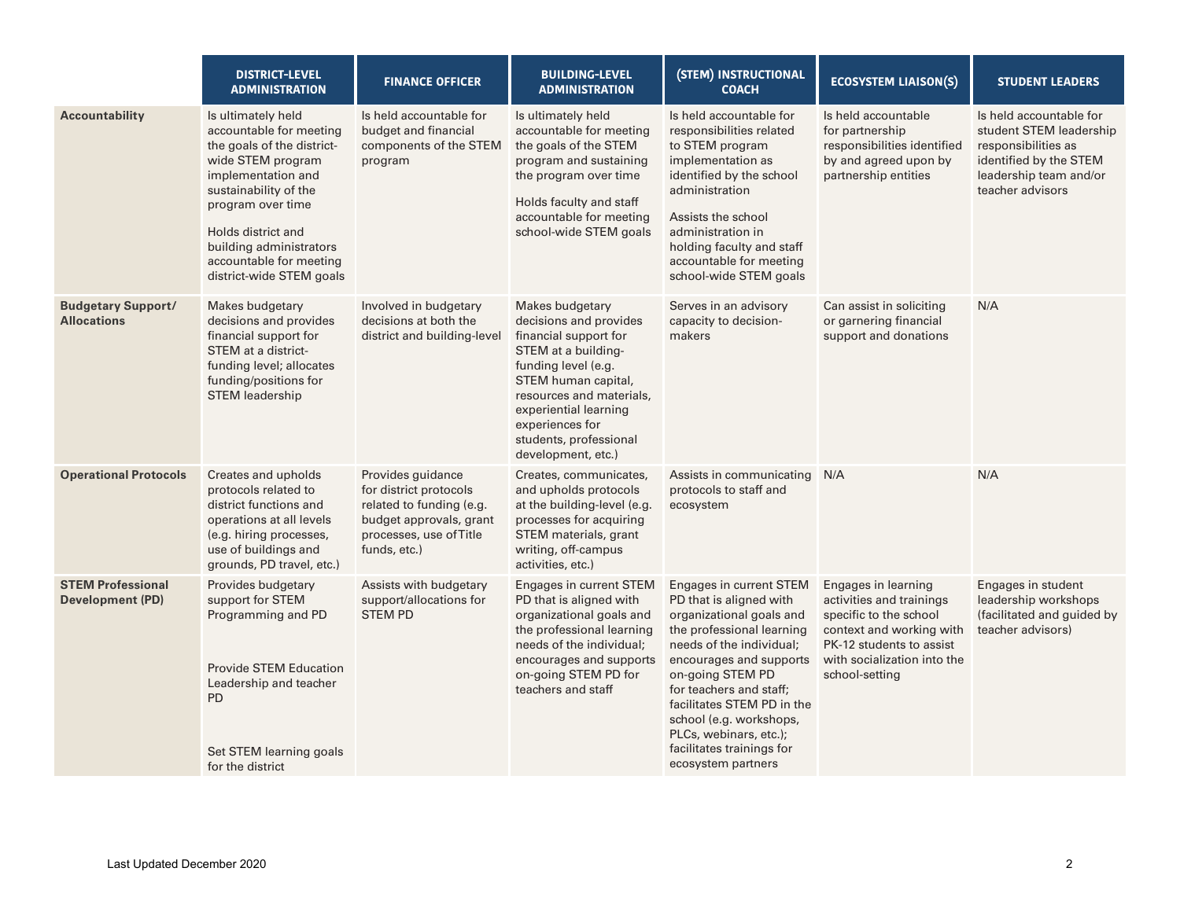| | DISTRICT-LEVEL ADMINISTRATION | FINANCE OFFICER | BUILDING-LEVEL ADMINISTRATION | (STEM) INSTRUCTIONAL COACH | ECOSYSTEM LIAISON(S) | STUDENT LEADERS |
|---|---|---|---|---|---|---|
| **Accountability** | Is ultimately held accountable for meeting the goals of the district-wide STEM program implementation and sustainability of the program over time<br><br>Holds district and building administrators accountable for meeting district-wide STEM goals | Is held accountable for budget and financial components of the STEM program | Is ultimately held accountable for meeting the goals of the STEM program and sustaining the program over time<br><br>Holds faculty and staff accountable for meeting school-wide STEM goals | Is held accountable for responsibilities related to STEM program implementation as identified by the school administration<br><br>Assists the school administration in holding faculty and staff accountable for meeting school-wide STEM goals | Is held accountable for partnership responsibilities identified by and agreed upon by partnership entities | Is held accountable for student STEM leadership responsibilities as identified by the STEM leadership team and/or teacher advisors |
| **Budgetary Support/ Allocations** | Makes budgetary decisions and provides financial support for STEM at a district-funding level; allocates funding/positions for STEM leadership | Involved in budgetary decisions at both the district and building-level | Makes budgetary decisions and provides financial support for STEM at a building-funding level (e.g. STEM human capital, resources and materials, experiential learning experiences for students, professional development, etc.) | Serves in an advisory capacity to decision-makers | Can assist in soliciting or garnering financial support and donations | N/A |
| **Operational Protocols** | Creates and upholds protocols related to district functions and operations at all levels (e.g. hiring processes, use of buildings and grounds, PD travel, etc.) | Provides guidance for district protocols related to funding (e.g. budget approvals, grant processes, use of Title funds, etc.) | Creates, communicates, and upholds protocols at the building-level (e.g. processes for acquiring STEM materials, grant writing, off-campus activities, etc.) | Assists in communicating protocols to staff and ecosystem | N/A | N/A |
| **STEM Professional Development (PD)** | Provides budgetary support for STEM Programming and PD<br><br>Provide STEM Education Leadership and teacher PD<br><br>Set STEM learning goals for the district | Assists with budgetary support/allocations for STEM PD | Engages in current STEM PD that is aligned with organizational goals and the professional learning needs of the individual; encourages and supports on-going STEM PD for teachers and staff | Engages in current STEM PD that is aligned with organizational goals and the professional learning needs of the individual; encourages and supports on-going STEM PD for teachers and staff; facilitates STEM PD in the school (e.g. workshops, PLCs, webinars, etc.); facilitates trainings for ecosystem partners | Engages in learning activities and trainings specific to the school context and working with PK-12 students to assist with socialization into the school-setting | Engages in student leadership workshops (facilitated and guided by teacher advisors) |

Last Updated December 2020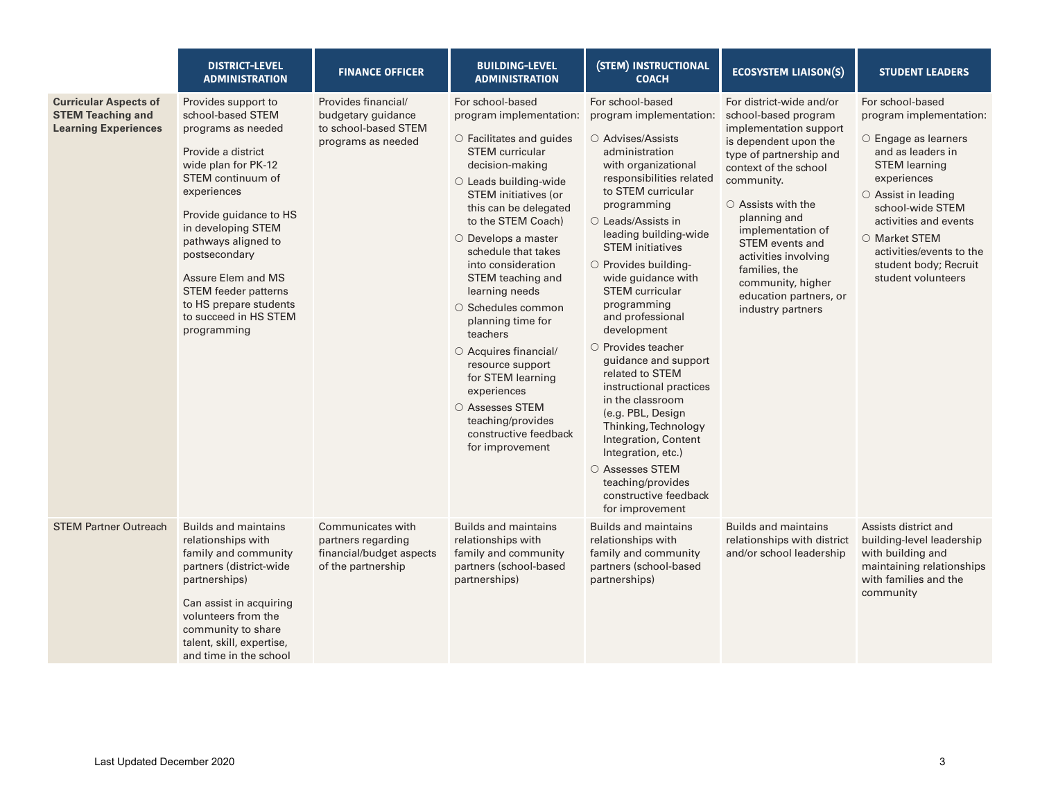| | DISTRICT-LEVEL ADMINISTRATION | FINANCE OFFICER | BUILDING-LEVEL ADMINISTRATION | (STEM) INSTRUCTIONAL COACH | ECOSYSTEM LIAISON(S) | STUDENT LEADERS |
|---|---|---|---|---|---|---|
| **Curricular Aspects of STEM Teaching and Learning Experiences** | Provides support to school-based STEM programs as needed<br><br>Provide a district wide plan for PK-12 STEM continuum of experiences<br><br>Provide guidance to HS in developing STEM pathways aligned to postsecondary<br><br>Assure Elem and MS STEM feeder patterns to HS prepare students to succeed in HS STEM programming | Provides financial/ budgetary guidance to school-based STEM programs as needed | For school-based program implementation:<br>○ Facilitates and guides STEM curricular decision-making<br>○ Leads building-wide STEM initiatives (or this can be delegated to the STEM Coach)<br>○ Develops a master schedule that takes into consideration STEM teaching and learning needs<br>○ Schedules common planning time for teachers<br>○ Acquires financial/ resource support for STEM learning experiences<br>○ Assesses STEM teaching/provides constructive feedback for improvement | For school-based program implementation:<br>○ Advises/Assists administration with organizational responsibilities related to STEM curricular programming<br>○ Leads/Assists in leading building-wide STEM initiatives<br>○ Provides building-wide guidance with STEM curricular programming and professional development<br>○ Provides teacher guidance and support related to STEM instructional practices in the classroom (e.g. PBL, Design Thinking, Technology Integration, Content Integration, etc.)<br>○ Assesses STEM teaching/provides constructive feedback for improvement | For district-wide and/or school-based program implementation support is dependent upon the type of partnership and context of the school community.<br>○ Assists with the planning and implementation of STEM events and activities involving families, the community, higher education partners, or industry partners | For school-based program implementation:<br>○ Engage as learners and as leaders in STEM learning experiences<br>○ Assist in leading school-wide STEM activities and events<br>○ Market STEM activities/events to the student body; Recruit student volunteers |
| STEM Partner Outreach | Builds and maintains relationships with family and community partners (district-wide partnerships)<br><br>Can assist in acquiring volunteers from the community to share talent, skill, expertise, and time in the school | Communicates with partners regarding financial/budget aspects of the partnership | Builds and maintains relationships with family and community partners (school-based partnerships) | Builds and maintains relationships with family and community partners (school-based partnerships) | Builds and maintains relationships with district and/or school leadership | Assists district and building-level leadership with building and maintaining relationships with families and the community |

Last Updated December 2020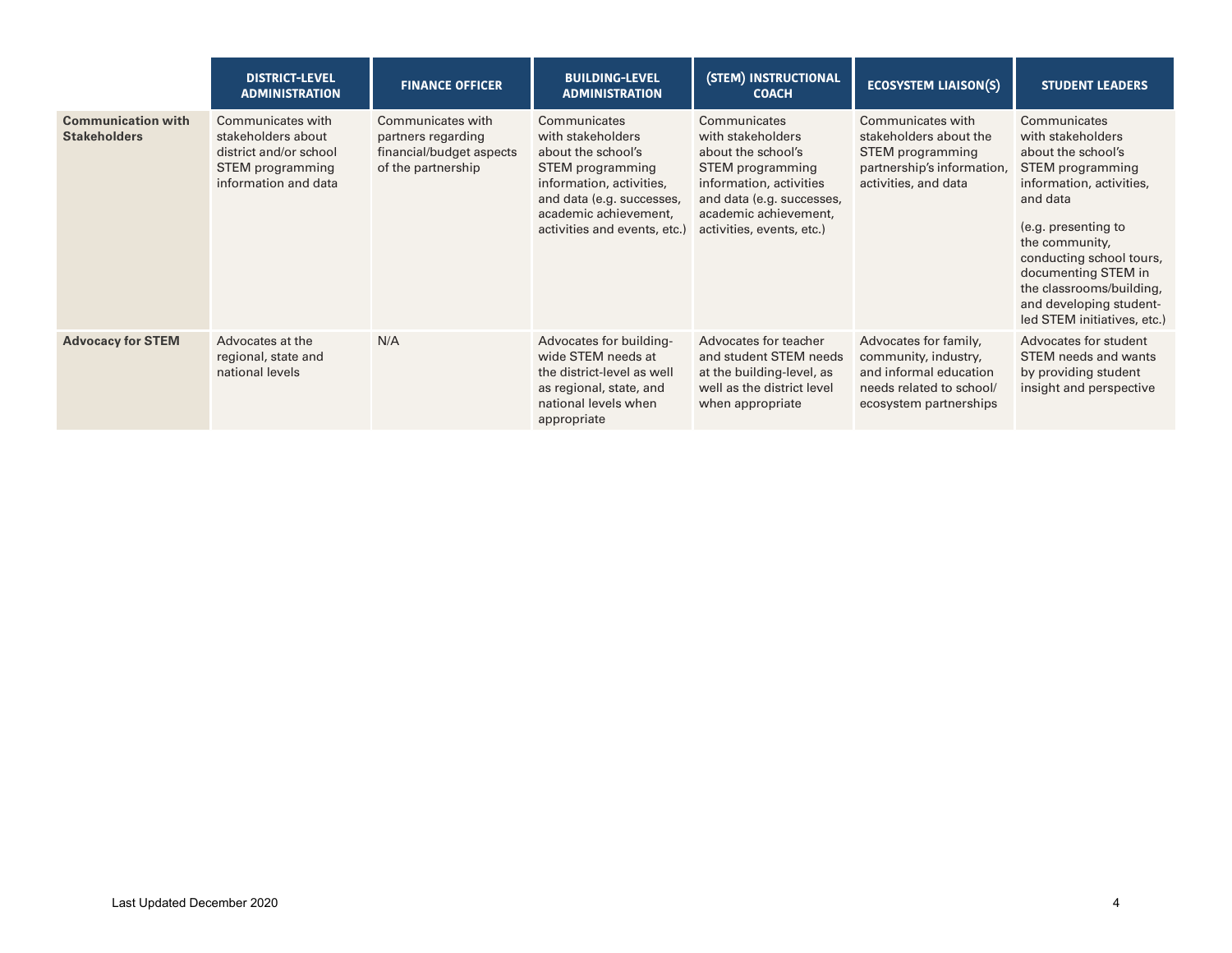| | DISTRICT-LEVEL ADMINISTRATION | FINANCE OFFICER | BUILDING-LEVEL ADMINISTRATION | (STEM) INSTRUCTIONAL COACH | ECOSYSTEM LIAISON(S) | STUDENT LEADERS |
|---|---|---|---|---|---|---|
| **Communication with Stakeholders** | Communicates with stakeholders about district and/or school STEM programming information and data | Communicates with partners regarding financial/budget aspects of the partnership | Communicates with stakeholders about the school's STEM programming information, activities, and data (e.g. successes, academic achievement, activities and events, etc.) | Communicates with stakeholders about the school's STEM programming information, activities and data (e.g. successes, academic achievement, activities, events, etc.) | Communicates with stakeholders about the STEM programming partnership's information, activities, and data | Communicates with stakeholders about the school's STEM programming information, activities, and data (e.g. presenting to the community, conducting school tours, documenting STEM in the classrooms/building, and developing student-led STEM initiatives, etc.) |
| **Advocacy for STEM** | Advocates at the regional, state and national levels | N/A | Advocates for building-wide STEM needs at the district-level as well as regional, state, and national levels when appropriate | Advocates for teacher and student STEM needs at the building-level, as well as the district level when appropriate | Advocates for family, community, industry, and informal education needs related to school/ ecosystem partnerships | Advocates for student STEM needs and wants by providing student insight and perspective |

Last Updated December 2020